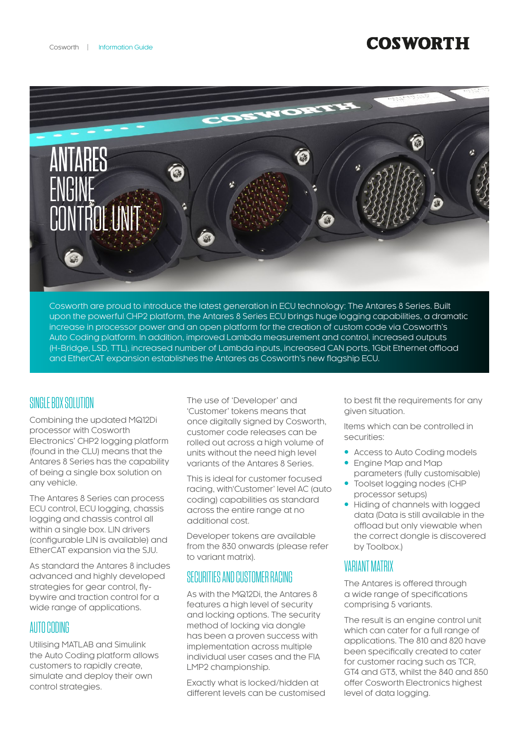# ANTARES ENGINE CONTROL UNIT

Cosworth are proud to introduce the latest generation in ECU technology: The Antares 8 Series. Built upon the powerful CHP2 platform, the Antares 8 Series ECU brings huge logging capabilities, a dramatic increase in processor power and an open platform for the creation of custom code via Cosworth's Auto Coding platform. In addition, improved Lambda measurement and control, increased outputs (H-Bridge, LSD, TTL), increased number of Lambda inputs, increased CAN ports, 1Gbit Ethernet offload and EtherCAT expansion establishes the Antares as Cosworth's new flagship ECU.

## SINGLE BOX SOLUTION

Combining the updated MQ12Di processor with Cosworth Electronics' CHP2 logging platform (found in the CLU) means that the Antares 8 Series has the capability of being a single box solution on any vehicle.

The Antares 8 Series can process ECU control, ECU logging, chassis logging and chassis control all within a single box. LIN drivers (configurable LIN is available) and EtherCAT expansion via the SJU.

As standard the Antares 8 includes advanced and highly developed strategies for gear control, fly-bywire and traction control for a wide range of applications.

## AUTO CODING

Utilising MATLAB and Simulink the Auto Coding platform allows customers to rapidly create, simulate and deploy their own control strategies.

The use of 'Developer' and 'Customer' tokens means that once digitally signed by Cosworth, customer code releases can be rolled out across a high volume of units without the need high level variants of the Antares 8 Series.

This is ideal for customer focused racing, with'Customer' level AC (auto coding) capabilities as standard across the entire range at no additional cost.

Developer tokens are available from the 830 onwards (please refer to variant matrix).

## SECURITIES AND CUSTOMER RACING

As with the MQ12Di, the Antares 8 features a high level of security and locking options. The security method of locking via dongle has been a proven success with implementation across multiple individual user cases and the FIA LMP2 championship.

Exactly what is locked/hidden at different levels can be customised to best fit the requirements for any given situation.

Items which can be controlled in securities:

- Access to Auto Coding models
- Engine Map and Map parameters (fully customisable)
- Toolset logging nodes (CHP processor setups)
- Hiding of channels with logged data (Data is still available in the offload but only viewable when the correct dongle is discovered by Toolbox.)

## VARIANT MATRIX

The Antares is offered through a wide range of specifications comprising 5 variants.

The result is an engine control unit which can cater for a full range of applications. The 810 and 820 have been specifically created to cater for customer racing such as TCR, GT4 and GT3, whilst the 840 and 850 offer Cosworth Electronics highest level of data logging.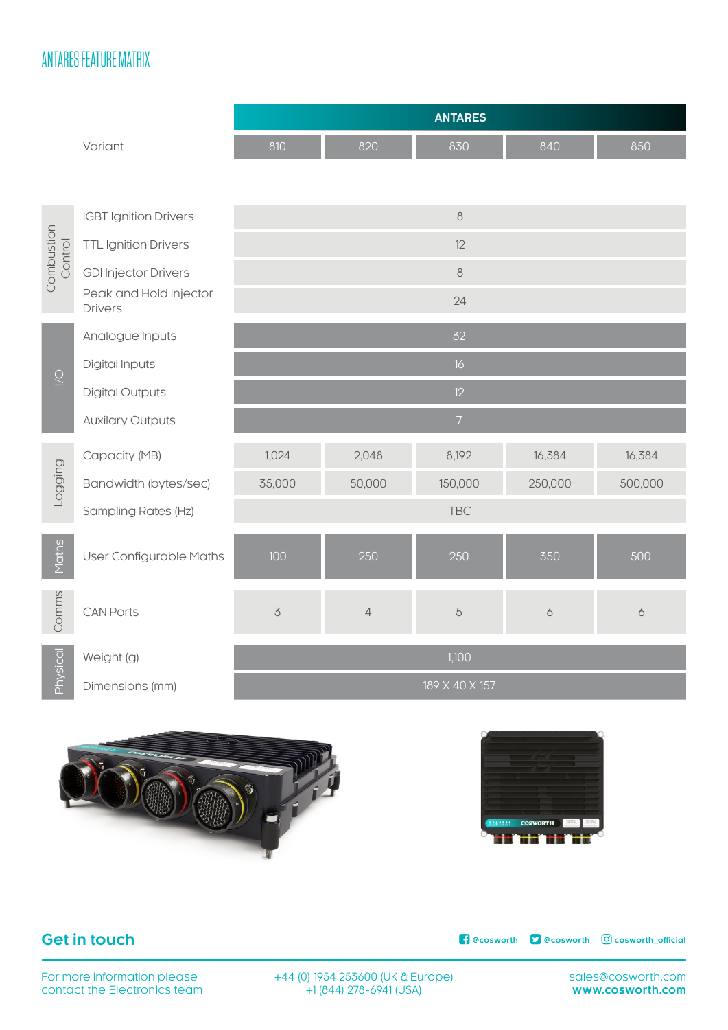# ANTARES FEATURE MATRIX

| | | ANTARES | | | | |
|---|---|---|---|---|---|---|
| | Variant | 810 | 820 | 830 | 840 | 850 |
| Combustion Control | IGBT Ignition Drivers | 8 | | | | |
| | TTL Ignition Drivers | 12 | | | | |
| | GDI Injector Drivers | 8 | | | | |
| | Peak and Hold Injector Drivers | 24 | | | | |
| I/O | Analogue Inputs | 32 | | | | |
| | Digital Inputs | 16 | | | | |
| | Digital Outputs | 12 | | | | |
| | Auxilary Outputs | 7 | | | | |
| Logging | Capacity (MB) | 1,024 | 2,048 | 8,192 | 16,384 | 16,384 |
| | Bandwidth (bytes/sec) | 35,000 | 50,000 | 150,000 | 250,000 | 500,000 |
| | Sampling Rates (Hz) | TBC | | | | |
| Maths | User Configurable Maths | 100 | 250 | 250 | 350 | 500 |
| Comms | CAN Ports | 3 | 4 | 5 | 6 | 6 |
| Physical | Weight (g) | 1,100 | | | | |
| | Dimensions (mm) | 189 X 40 X 157 | | | | |

## Get in touch

@cosworth @cosworth cosworth_official

For more information please contact the Electronics team

+44 (0) 1954 253600 (UK & Europe)
+1 (844) 278-6941 (USA)

sales@cosworth.com
**www.cosworth.com**